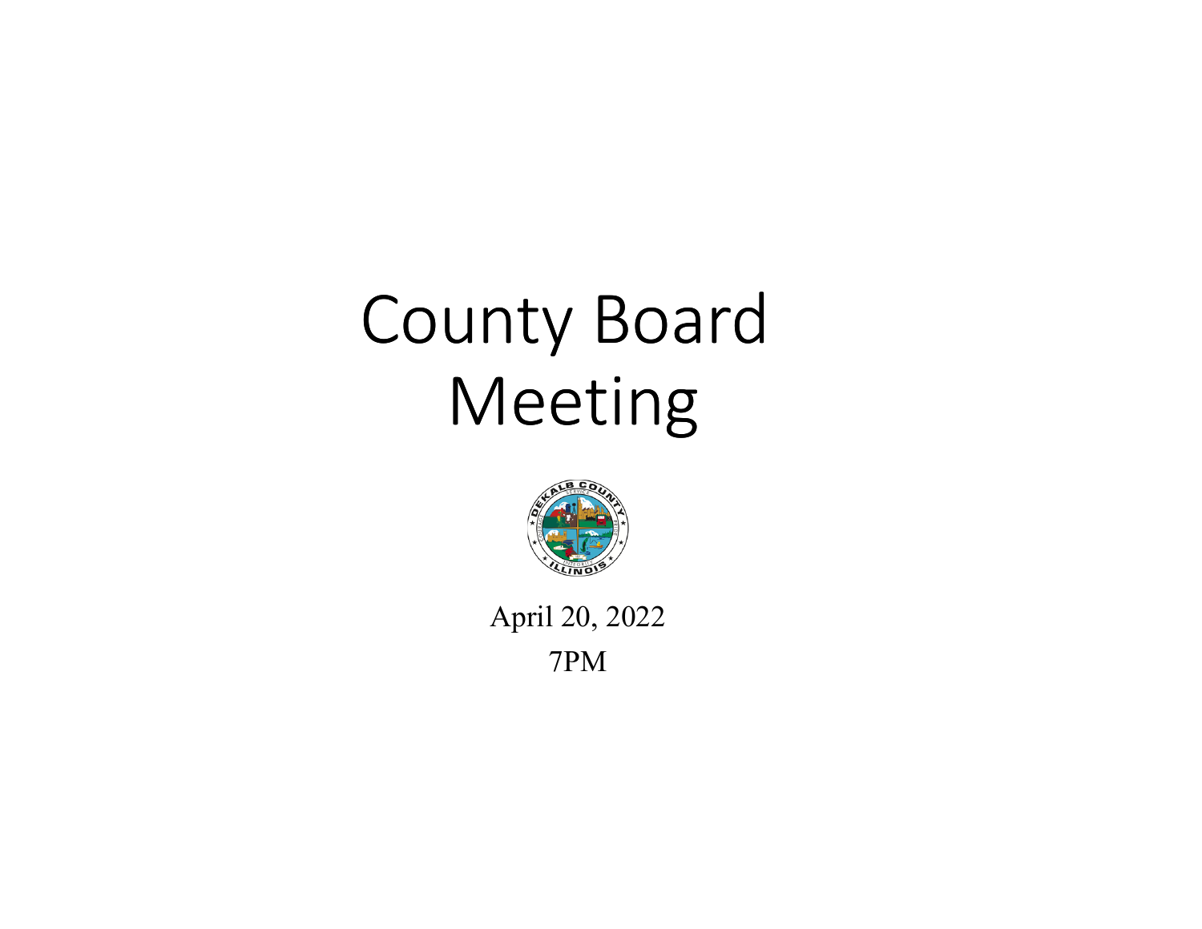# County Board Meeting

April 20, 2022

7PM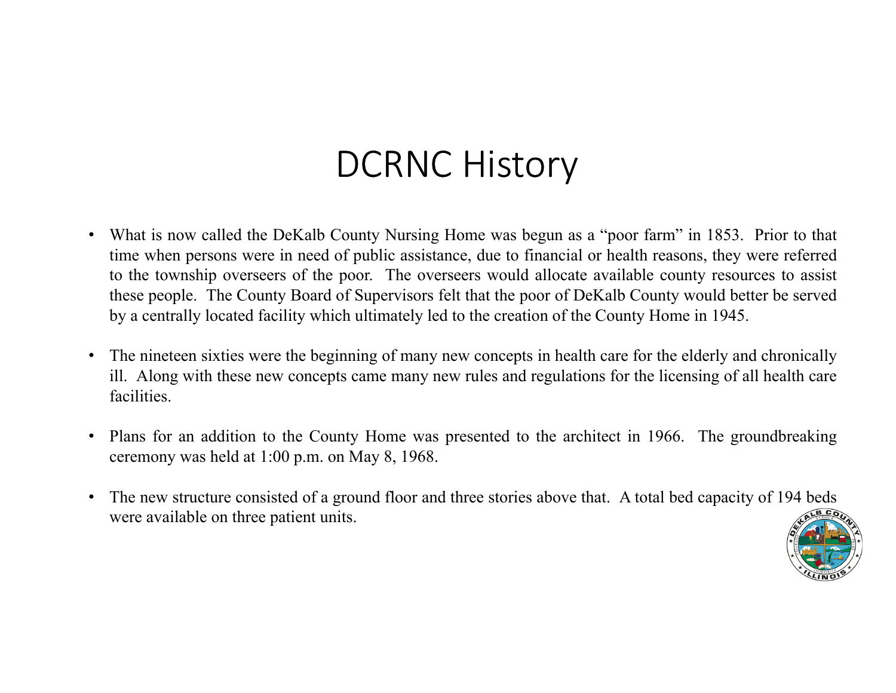# DCRNC History

- What is now called the DeKalb County Nursing Home was begun as a "poor farm" in 1853. Prior to that time when persons were in need of public assistance, due to financial or health reasons, they were referred to the township overseers of the poor. The overseers would allocate available county resources to assist these people. The County Board of Supervisors felt that the poor of DeKalb County would better be served by a centrally located facility which ultimately led to the creation of the County Home in 1945.

- The nineteen sixties were the beginning of many new concepts in health care for the elderly and chronically ill. Along with these new concepts came many new rules and regulations for the licensing of all health care facilities.

- Plans for an addition to the County Home was presented to the architect in 1966. The groundbreaking ceremony was held at 1:00 p.m. on May 8, 1968.

- The new structure consisted of a ground floor and three stories above that. A total bed capacity of 194 beds were available on three patient units.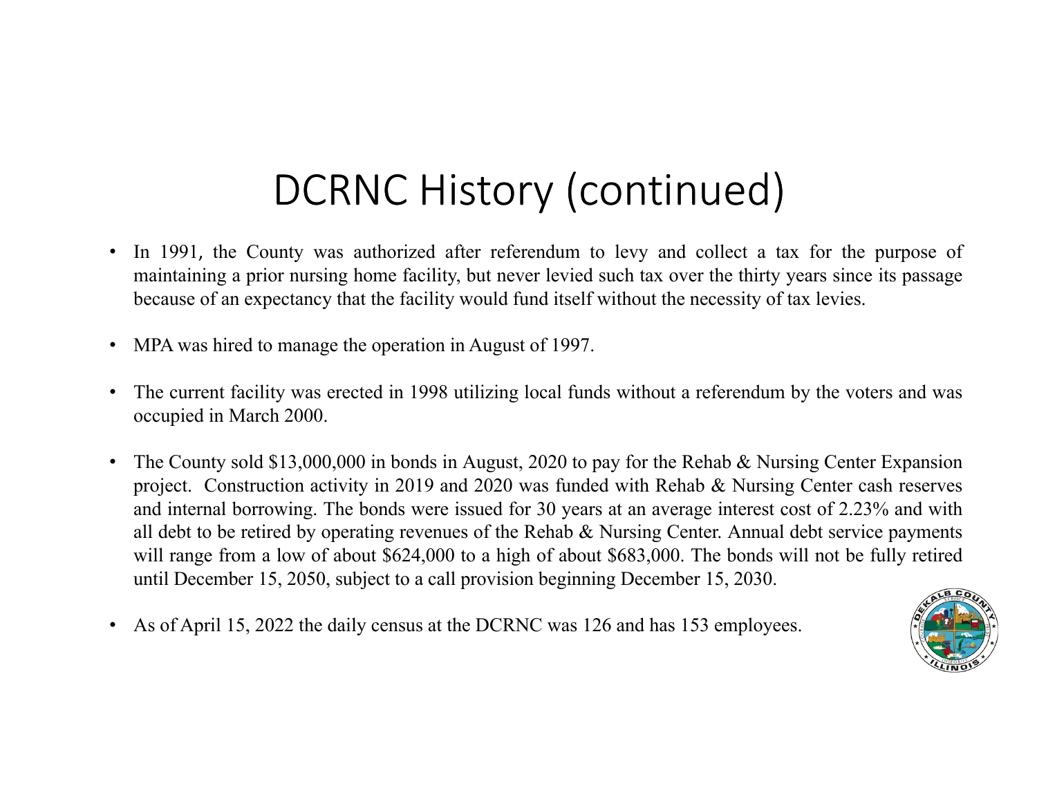# DCRNC History (continued)

- In 1991, the County was authorized after referendum to levy and collect a tax for the purpose of maintaining a prior nursing home facility, but never levied such tax over the thirty years since its passage because of an expectancy that the facility would fund itself without the necessity of tax levies.

- MPA was hired to manage the operation in August of 1997.

- The current facility was erected in 1998 utilizing local funds without a referendum by the voters and was occupied in March 2000.

- The County sold $13,000,000 in bonds in August, 2020 to pay for the Rehab & Nursing Center Expansion project. Construction activity in 2019 and 2020 was funded with Rehab & Nursing Center cash reserves and internal borrowing. The bonds were issued for 30 years at an average interest cost of 2.23% and with all debt to be retired by operating revenues of the Rehab & Nursing Center. Annual debt service payments will range from a low of about $624,000 to a high of about $683,000. The bonds will not be fully retired until December 15, 2050, subject to a call provision beginning December 15, 2030.

- As of April 15, 2022 the daily census at the DCRNC was 126 and has 153 employees.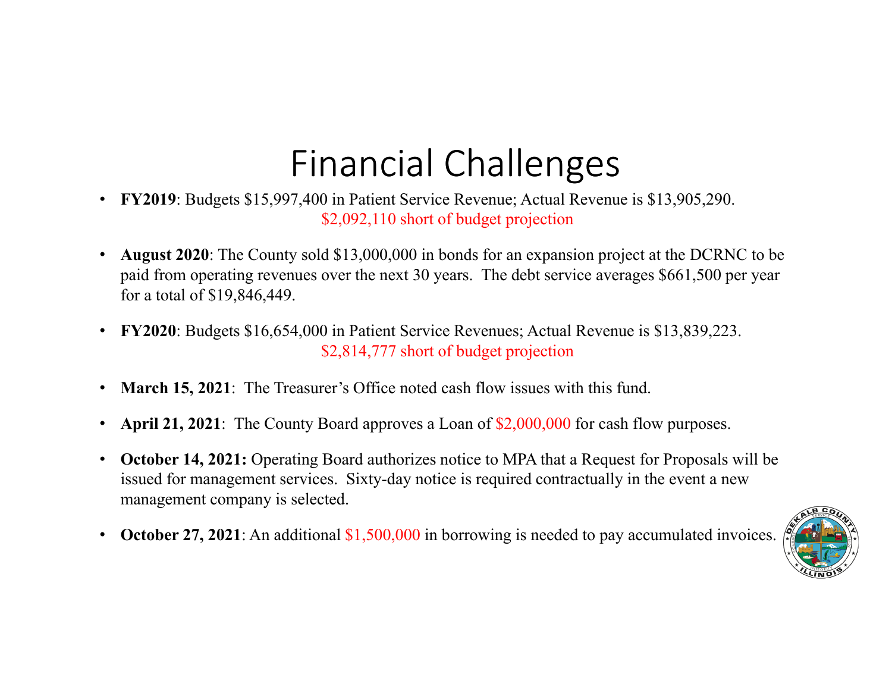# Financial Challenges

- **FY2019**: Budgets $15,997,400 in Patient Service Revenue; Actual Revenue is $13,905,290.
  $2,092,110 short of budget projection
- **August 2020**: The County sold $13,000,000 in bonds for an expansion project at the DCRNC to be paid from operating revenues over the next 30 years. The debt service averages $661,500 per year for a total of $19,846,449.
- **FY2020**: Budgets $16,654,000 in Patient Service Revenues; Actual Revenue is $13,839,223.
  $2,814,777 short of budget projection
- **March 15, 2021**: The Treasurer's Office noted cash flow issues with this fund.
- **April 21, 2021**: The County Board approves a Loan of $2,000,000 for cash flow purposes.
- **October 14, 2021:** Operating Board authorizes notice to MPA that a Request for Proposals will be issued for management services. Sixty-day notice is required contractually in the event a new management company is selected.
- **October 27, 2021**: An additional $1,500,000 in borrowing is needed to pay accumulated invoices.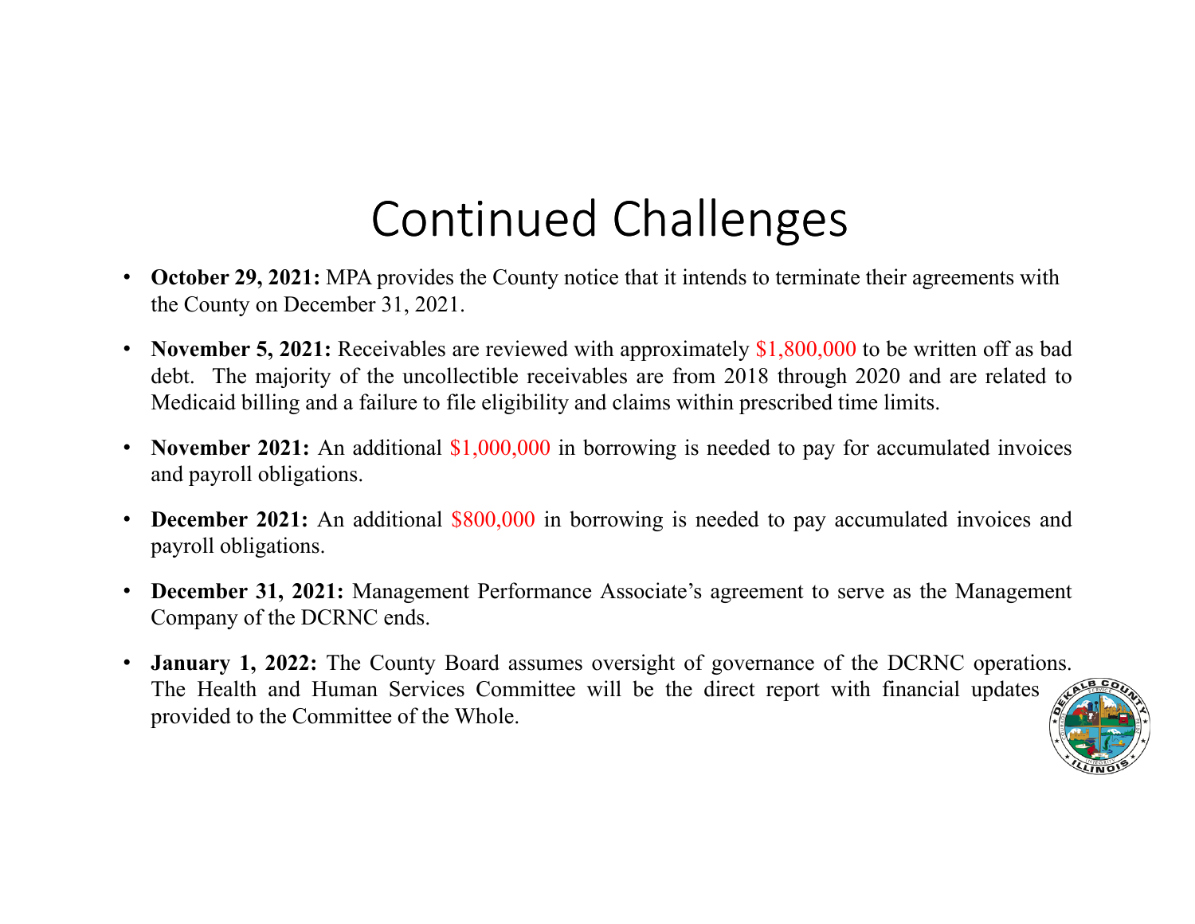# Continued Challenges

- **October 29, 2021:** MPA provides the County notice that it intends to terminate their agreements with the County on December 31, 2021.
- **November 5, 2021:** Receivables are reviewed with approximately $1,800,000 to be written off as bad debt. The majority of the uncollectible receivables are from 2018 through 2020 and are related to Medicaid billing and a failure to file eligibility and claims within prescribed time limits.
- **November 2021:** An additional $1,000,000 in borrowing is needed to pay for accumulated invoices and payroll obligations.
- **December 2021:** An additional $800,000 in borrowing is needed to pay accumulated invoices and payroll obligations.
- **December 31, 2021:** Management Performance Associate's agreement to serve as the Management Company of the DCRNC ends.
- **January 1, 2022:** The County Board assumes oversight of governance of the DCRNC operations. The Health and Human Services Committee will be the direct report with financial updates provided to the Committee of the Whole.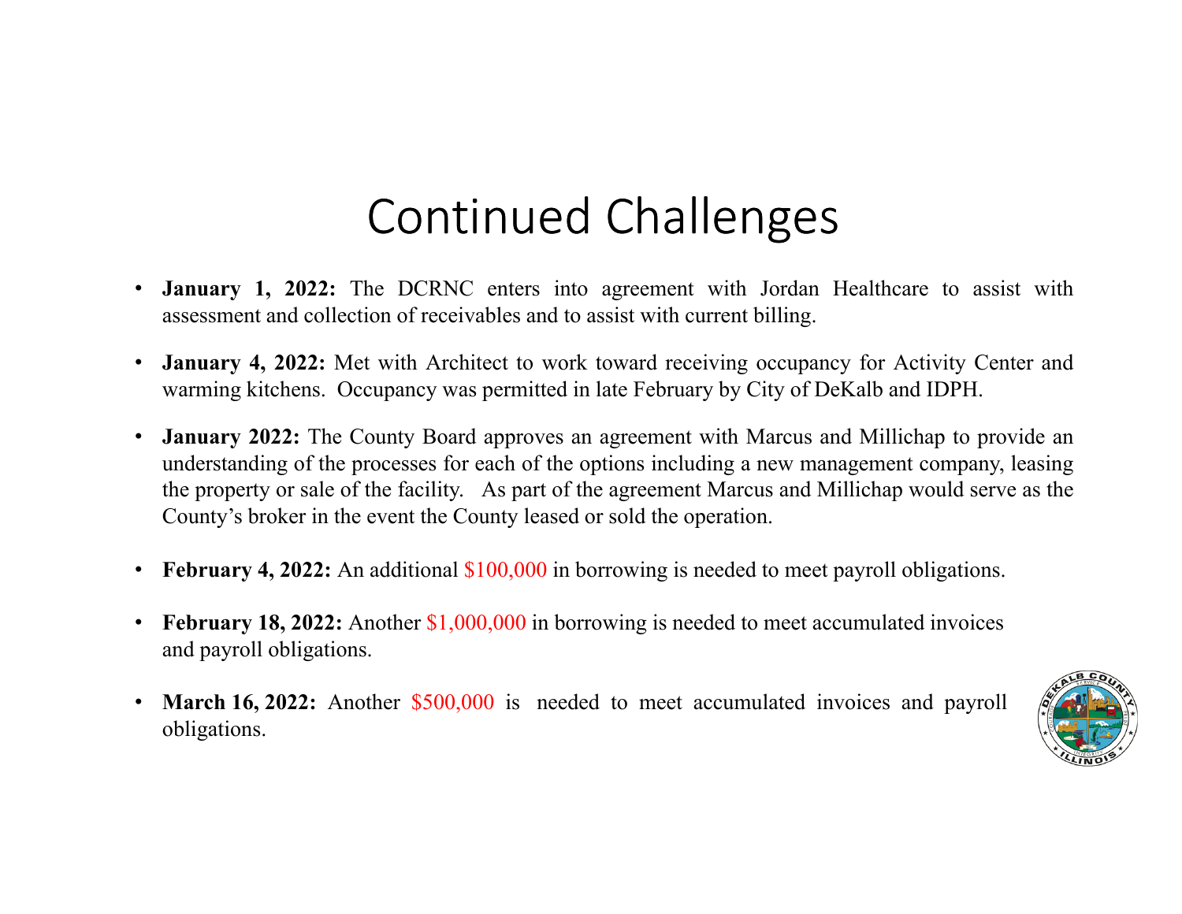# Continued Challenges

- **January 1, 2022:** The DCRNC enters into agreement with Jordan Healthcare to assist with assessment and collection of receivables and to assist with current billing.

- **January 4, 2022:** Met with Architect to work toward receiving occupancy for Activity Center and warming kitchens. Occupancy was permitted in late February by City of DeKalb and IDPH.

- **January 2022:** The County Board approves an agreement with Marcus and Millichap to provide an understanding of the processes for each of the options including a new management company, leasing the property or sale of the facility. As part of the agreement Marcus and Millichap would serve as the County's broker in the event the County leased or sold the operation.

- **February 4, 2022:** An additional $100,000 in borrowing is needed to meet payroll obligations.

- **February 18, 2022:** Another $1,000,000 in borrowing is needed to meet accumulated invoices and payroll obligations.

- **March 16, 2022:** Another $500,000 is needed to meet accumulated invoices and payroll obligations.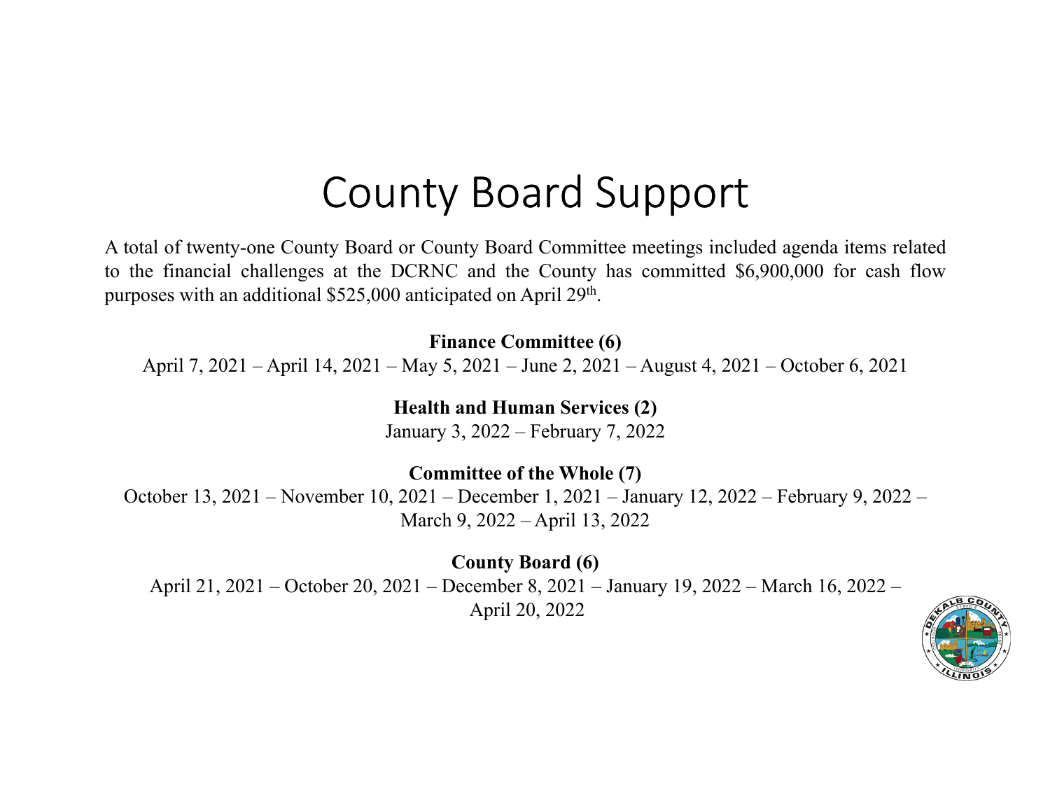# County Board Support

A total of twenty-one County Board or County Board Committee meetings included agenda items related to the financial challenges at the DCRNC and the County has committed $6,900,000 for cash flow purposes with an additional $525,000 anticipated on April 29th.

**Finance Committee (6)**

April 7, 2021 – April 14, 2021 – May 5, 2021 – June 2, 2021 – August 4, 2021 – October 6, 2021

**Health and Human Services (2)**

January 3, 2022 – February 7, 2022

**Committee of the Whole (7)**

October 13, 2021 – November 10, 2021 – December 1, 2021 – January 12, 2022 – February 9, 2022 – March 9, 2022 – April 13, 2022

**County Board (6)**

April 21, 2021 – October 20, 2021 – December 8, 2021 – January 19, 2022 – March 16, 2022 – April 20, 2022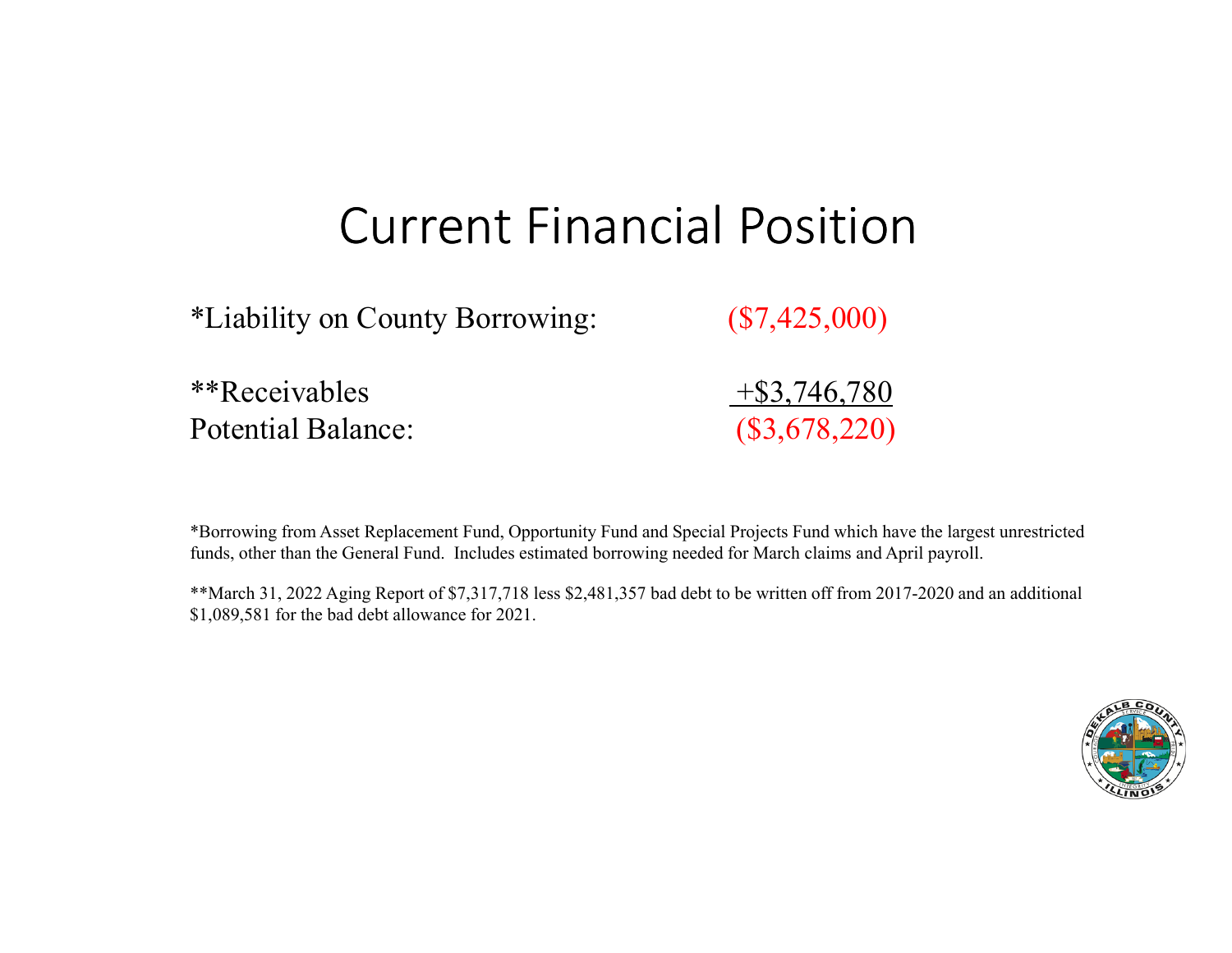# Current Financial Position

| | |
|---|---|
| *Liability on County Borrowing: | ($7,425,000) |
| **Receivables | +$3,746,780 |
| Potential Balance: | ($3,678,220) |

*Borrowing from Asset Replacement Fund, Opportunity Fund and Special Projects Fund which have the largest unrestricted funds, other than the General Fund. Includes estimated borrowing needed for March claims and April payroll.

**March 31, 2022 Aging Report of $7,317,718 less $2,481,357 bad debt to be written off from 2017-2020 and an additional $1,089,581 for the bad debt allowance for 2021.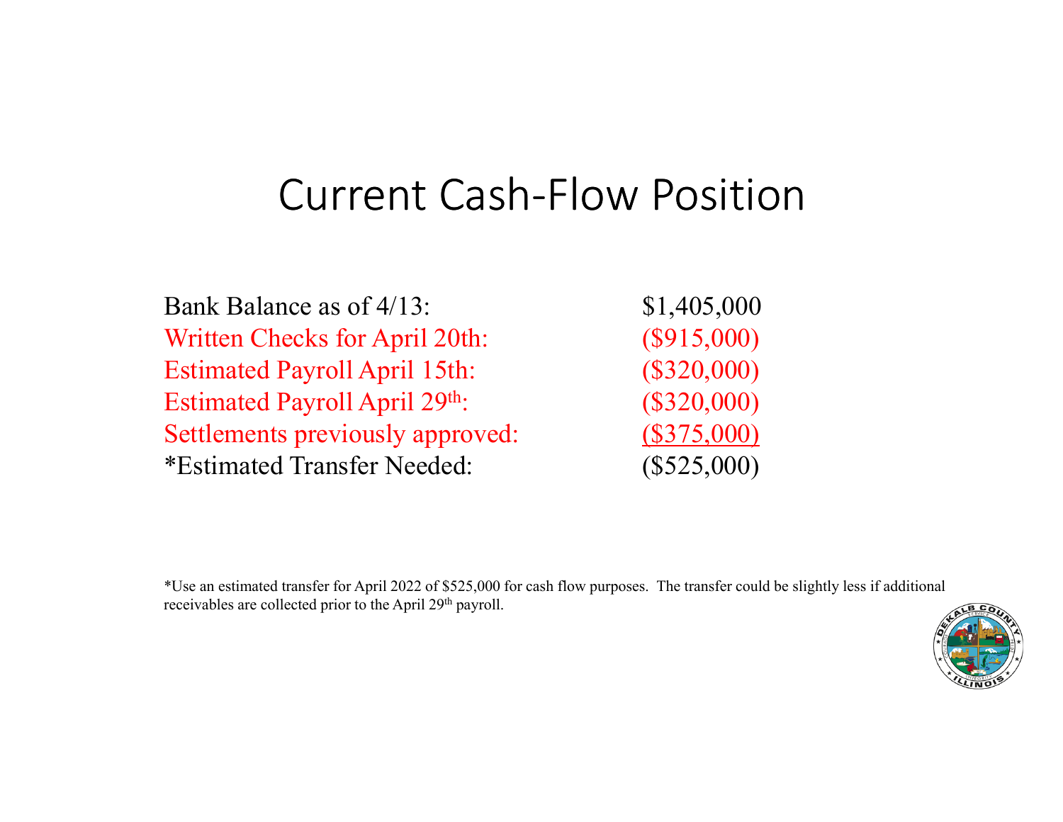# Current Cash-Flow Position

| | |
|---|---|
| Bank Balance as of 4/13: | $1,405,000 |
| Written Checks for April 20th: | ($915,000) |
| Estimated Payroll April 15th: | ($320,000) |
| Estimated Payroll April 29th: | ($320,000) |
| Settlements previously approved: | ($375,000) |
| *Estimated Transfer Needed: | ($525,000) |

*Use an estimated transfer for April 2022 of $525,000 for cash flow purposes. The transfer could be slightly less if additional receivables are collected prior to the April 29th payroll.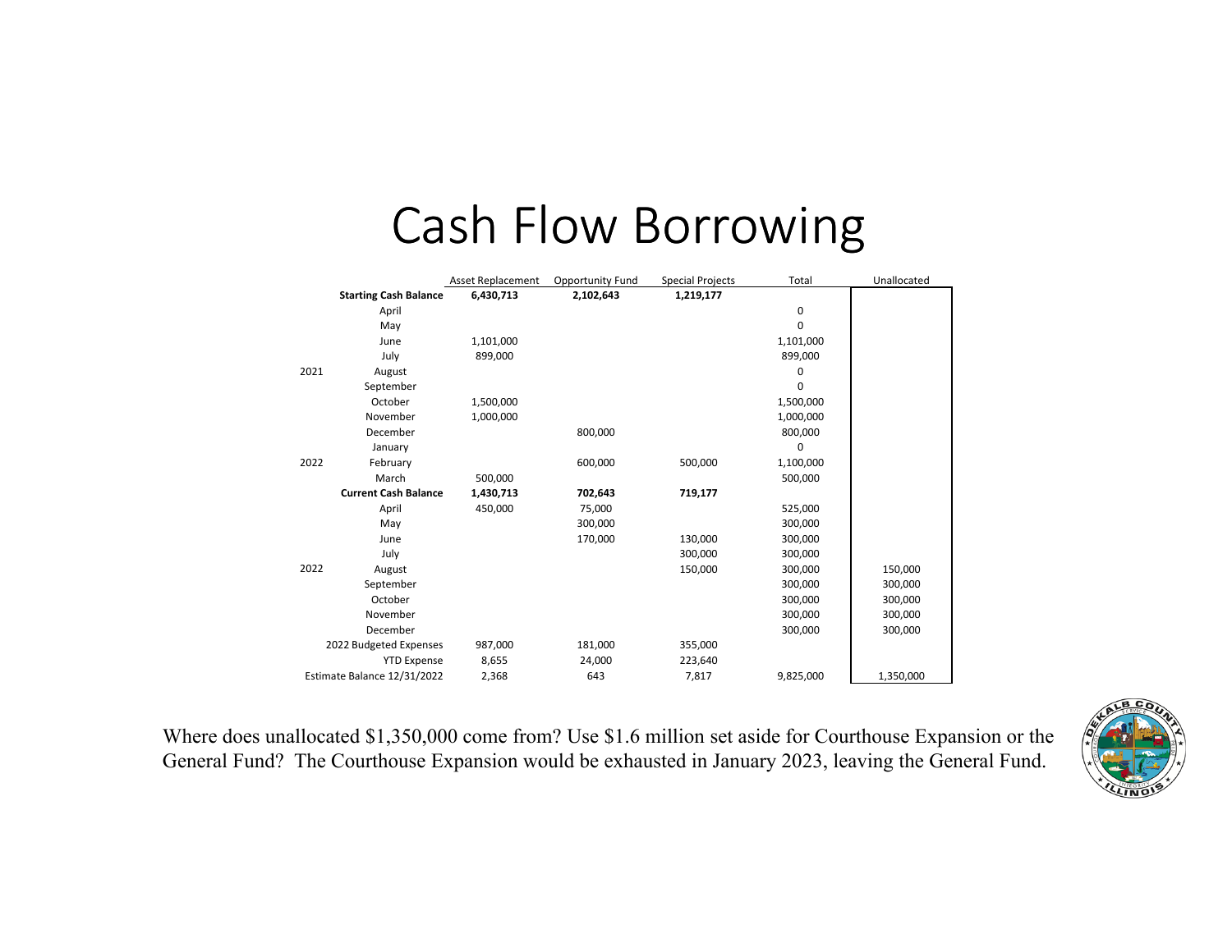# Cash Flow Borrowing

| | | Asset Replacement | Opportunity Fund | Special Projects | Total | Unallocated |
|---|---|---|---|---|---|---|
| | **Starting Cash Balance** | **6,430,713** | **2,102,643** | **1,219,177** | | |
| | April | | | | 0 | |
| | May | | | | 0 | |
| | June | 1,101,000 | | | 1,101,000 | |
| | July | 899,000 | | | 899,000 | |
| 2021 | August | | | | 0 | |
| | September | | | | 0 | |
| | October | 1,500,000 | | | 1,500,000 | |
| | November | 1,000,000 | | | 1,000,000 | |
| | December | | 800,000 | | 800,000 | |
| | January | | | | 0 | |
| 2022 | February | | 600,000 | 500,000 | 1,100,000 | |
| | March | 500,000 | | | 500,000 | |
| | **Current Cash Balance** | **1,430,713** | **702,643** | **719,177** | | |
| | April | 450,000 | 75,000 | | 525,000 | |
| | May | | 300,000 | | 300,000 | |
| | June | | 170,000 | 130,000 | 300,000 | |
| | July | | | 300,000 | 300,000 | |
| 2022 | August | | | 150,000 | 300,000 | 150,000 |
| | September | | | | 300,000 | 300,000 |
| | October | | | | 300,000 | 300,000 |
| | November | | | | 300,000 | 300,000 |
| | December | | | | 300,000 | 300,000 |
| | 2022 Budgeted Expenses | 987,000 | 181,000 | 355,000 | | |
| | YTD Expense | 8,655 | 24,000 | 223,640 | | |
| | Estimate Balance 12/31/2022 | 2,368 | 643 | 7,817 | 9,825,000 | 1,350,000 |

Where does unallocated $1,350,000 come from? Use $1.6 million set aside for Courthouse Expansion or the General Fund? The Courthouse Expansion would be exhausted in January 2023, leaving the General Fund.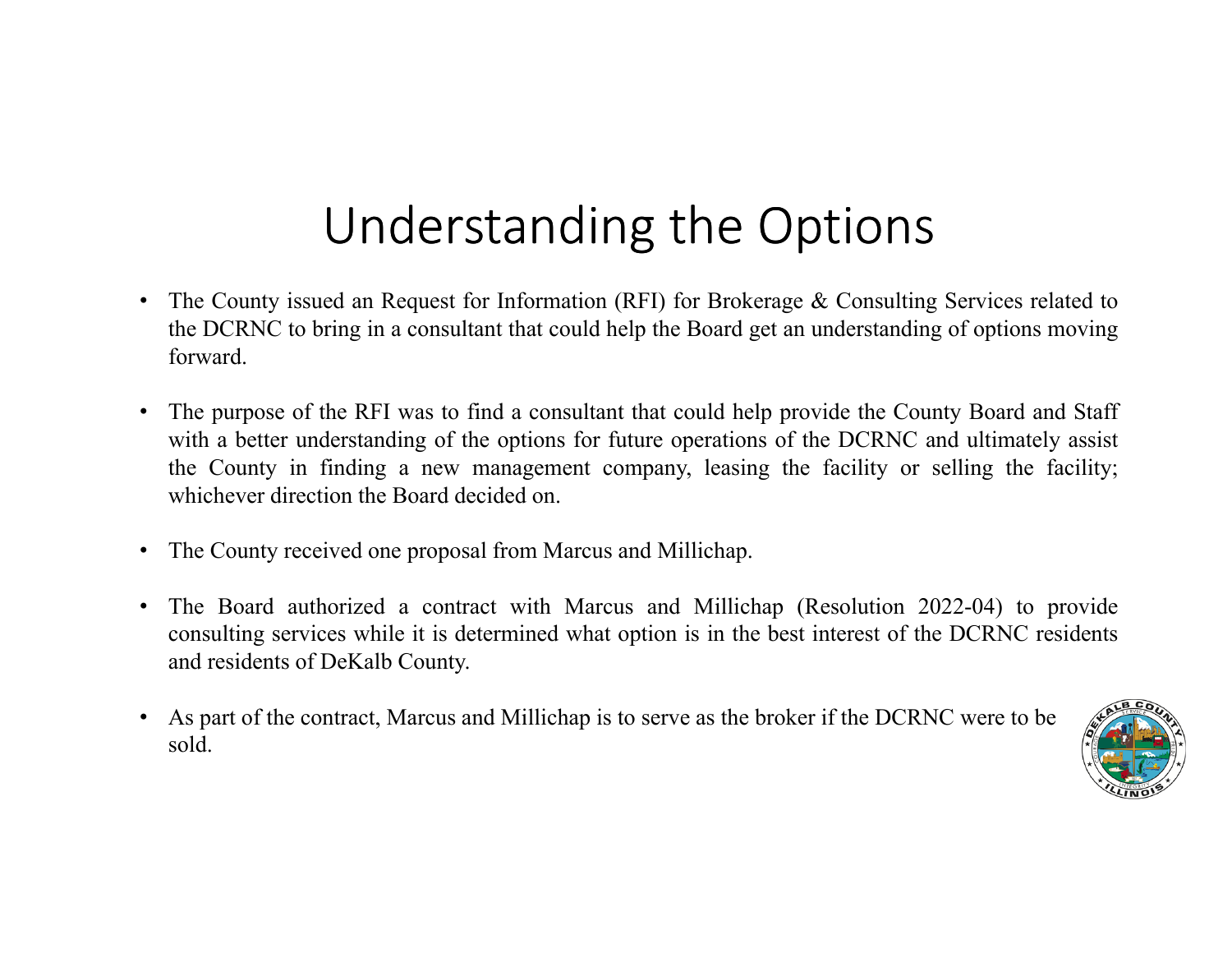# Understanding the Options

- The County issued an Request for Information (RFI) for Brokerage & Consulting Services related to the DCRNC to bring in a consultant that could help the Board get an understanding of options moving forward.
- The purpose of the RFI was to find a consultant that could help provide the County Board and Staff with a better understanding of the options for future operations of the DCRNC and ultimately assist the County in finding a new management company, leasing the facility or selling the facility; whichever direction the Board decided on.
- The County received one proposal from Marcus and Millichap.
- The Board authorized a contract with Marcus and Millichap (Resolution 2022-04) to provide consulting services while it is determined what option is in the best interest of the DCRNC residents and residents of DeKalb County.
- As part of the contract, Marcus and Millichap is to serve as the broker if the DCRNC were to be sold.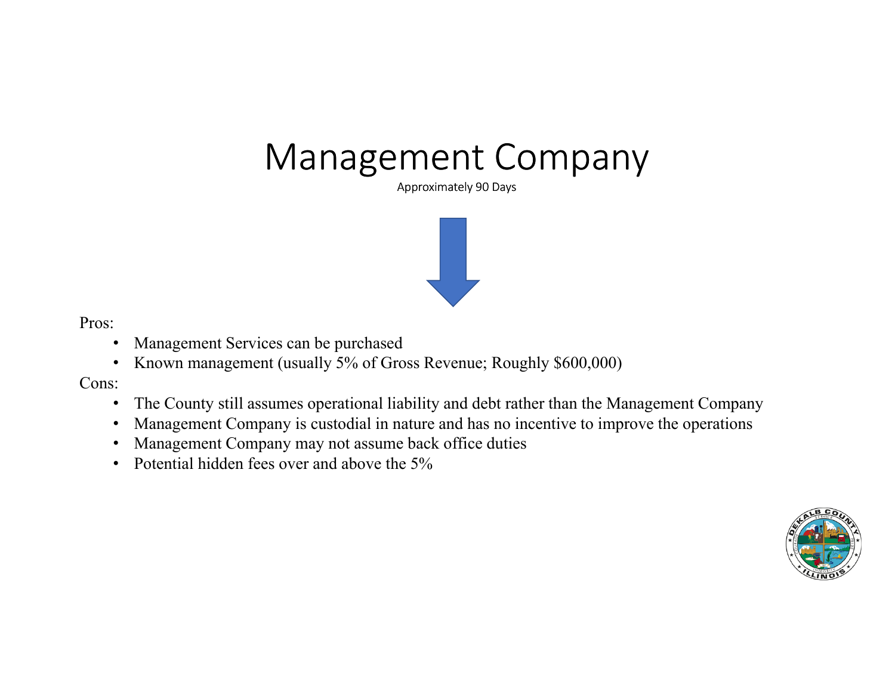# Management Company

Approximately 90 Days

Pros:

- Management Services can be purchased
- Known management (usually 5% of Gross Revenue; Roughly $600,000)

Cons:

- The County still assumes operational liability and debt rather than the Management Company
- Management Company is custodial in nature and has no incentive to improve the operations
- Management Company may not assume back office duties
- Potential hidden fees over and above the 5%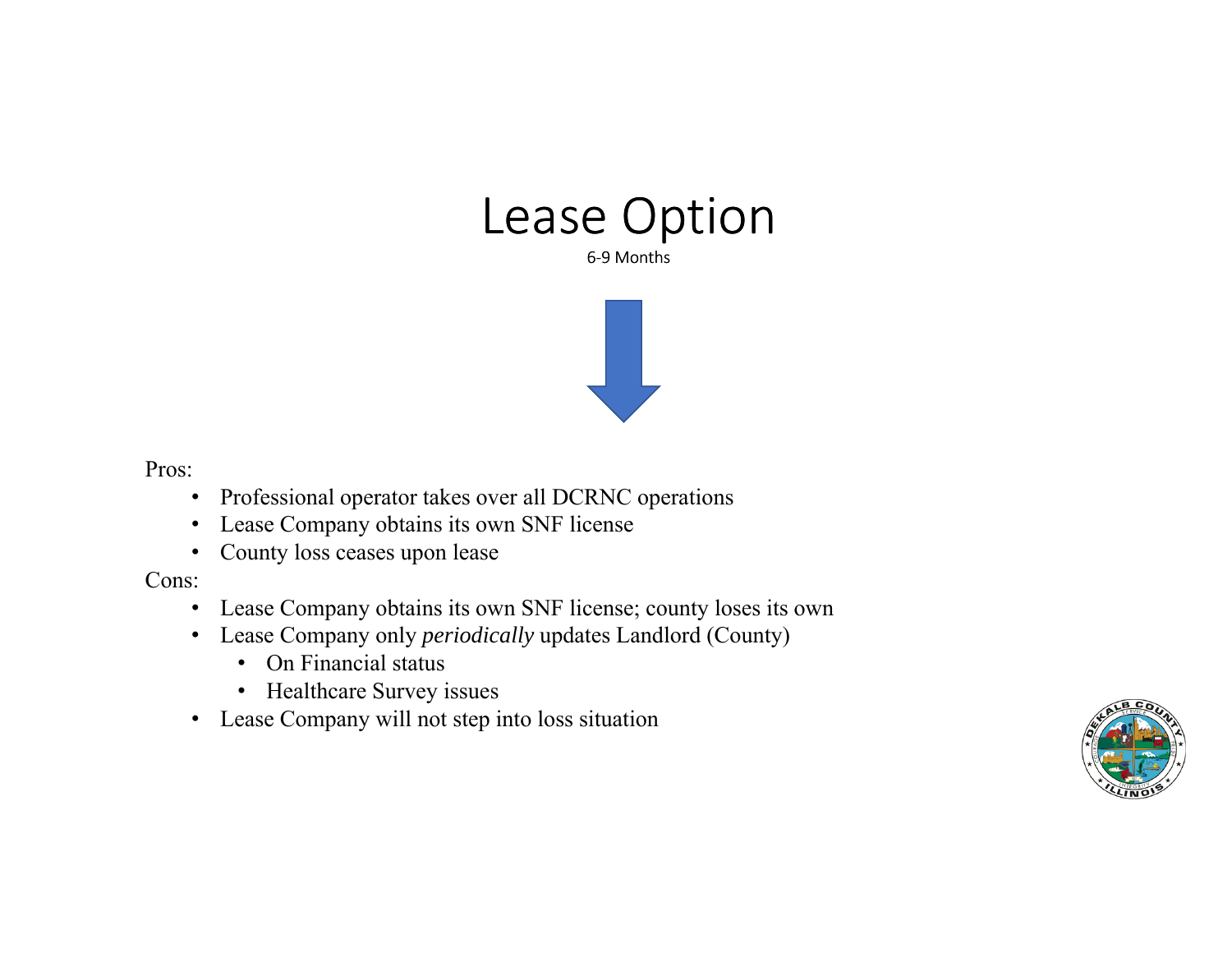# Lease Option

6-9 Months

Pros:

- Professional operator takes over all DCRNC operations
- Lease Company obtains its own SNF license
- County loss ceases upon lease

Cons:

- Lease Company obtains its own SNF license; county loses its own
- Lease Company only *periodically* updates Landlord (County)
  - On Financial status
  - Healthcare Survey issues
- Lease Company will not step into loss situation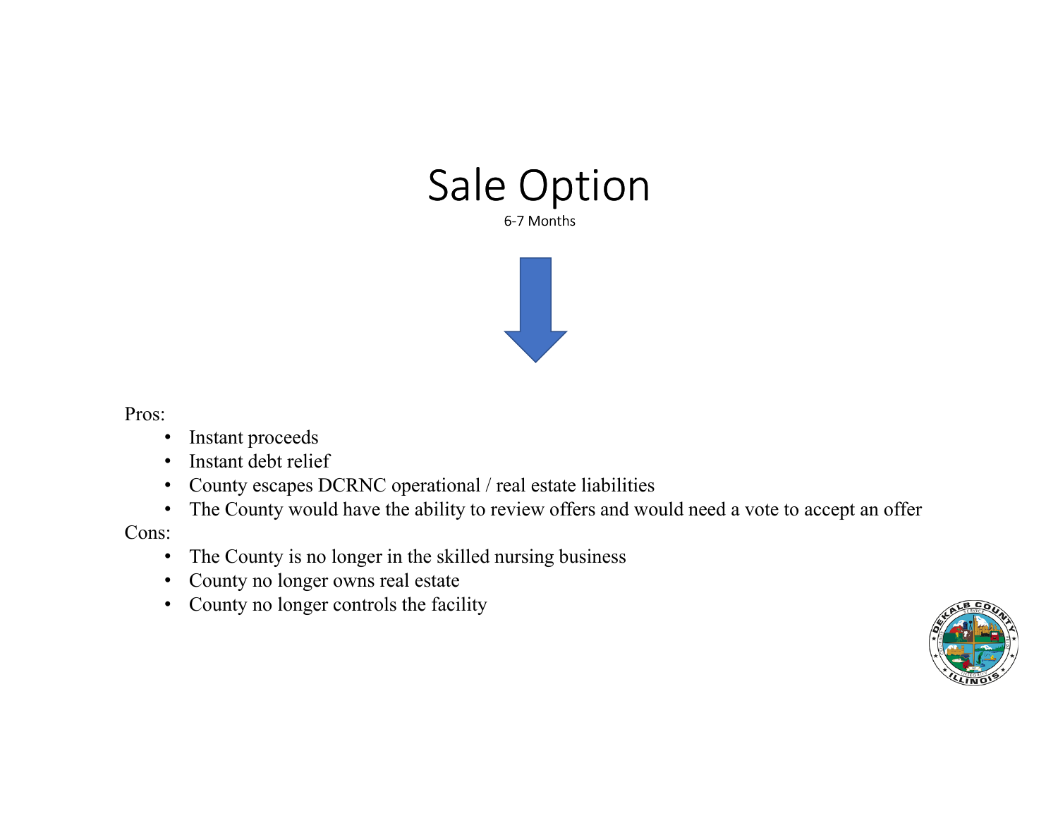# Sale Option

6-7 Months

Pros:

- Instant proceeds
- Instant debt relief
- County escapes DCRNC operational / real estate liabilities
- The County would have the ability to review offers and would need a vote to accept an offer

Cons:

- The County is no longer in the skilled nursing business
- County no longer owns real estate
- County no longer controls the facility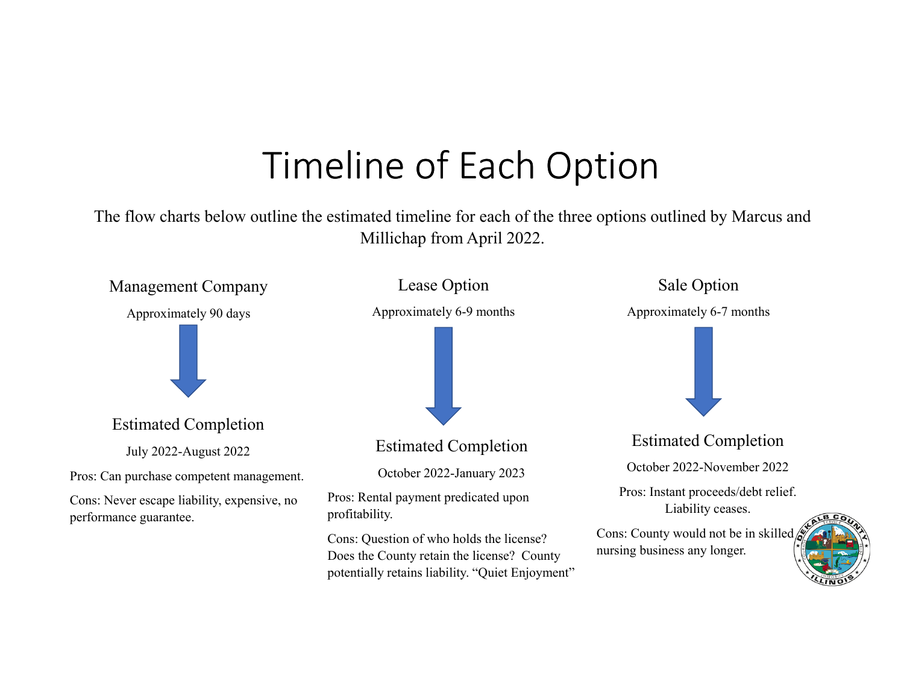# Timeline of Each Option

The flow charts below outline the estimated timeline for each of the three options outlined by Marcus and Millichap from April 2022.

### Management Company

Approximately 90 days

**Estimated Completion**

July 2022-August 2022

Pros: Can purchase competent management.

Cons: Never escape liability, expensive, no performance guarantee.

### Lease Option

Approximately 6-9 months

**Estimated Completion**

October 2022-January 2023

Pros: Rental payment predicated upon profitability.

Cons: Question of who holds the license? Does the County retain the license? County potentially retains liability. "Quiet Enjoyment"

### Sale Option

Approximately 6-7 months

**Estimated Completion**

October 2022-November 2022

Pros: Instant proceeds/debt relief. Liability ceases.

Cons: County would not be in skilled nursing business any longer.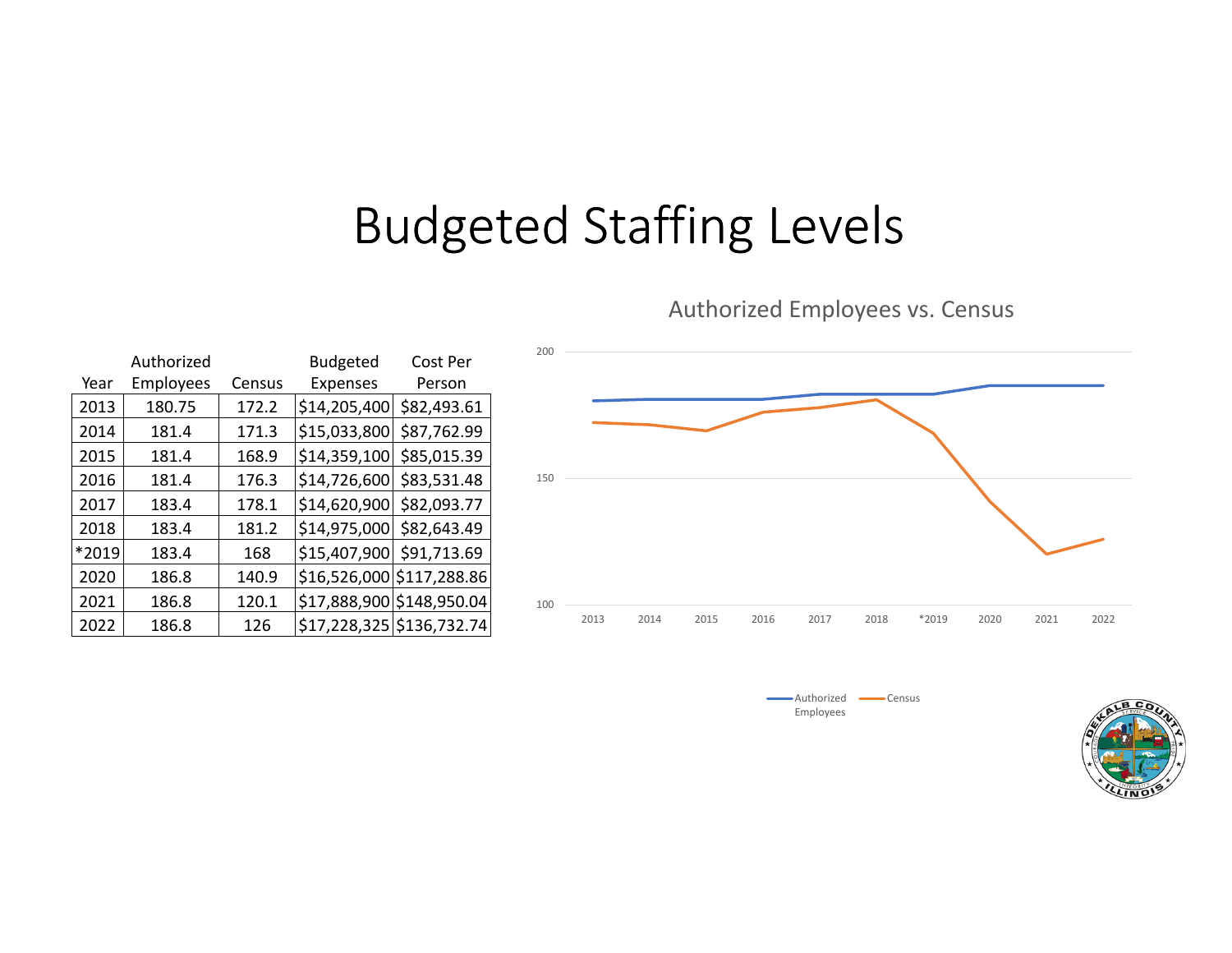# Budgeted Staffing Levels

| Year | Authorized Employees | Census | Budgeted Expenses | Cost Per Person |
|---|---|---|---|---|
| 2013 | 180.75 | 172.2 | $14,205,400 | $82,493.61 |
| 2014 | 181.4 | 171.3 | $15,033,800 | $87,762.99 |
| 2015 | 181.4 | 168.9 | $14,359,100 | $85,015.39 |
| 2016 | 181.4 | 176.3 | $14,726,600 | $83,531.48 |
| 2017 | 183.4 | 178.1 | $14,620,900 | $82,093.77 |
| 2018 | 183.4 | 181.2 | $14,975,000 | $82,643.49 |
| *2019 | 183.4 | 168 | $15,407,900 | $91,713.69 |
| 2020 | 186.8 | 140.9 | $16,526,000 | $117,288.86 |
| 2021 | 186.8 | 120.1 | $17,888,900 | $148,950.04 |
| 2022 | 186.8 | 126 | $17,228,325 | $136,732.74 |

Authorized Employees vs. Census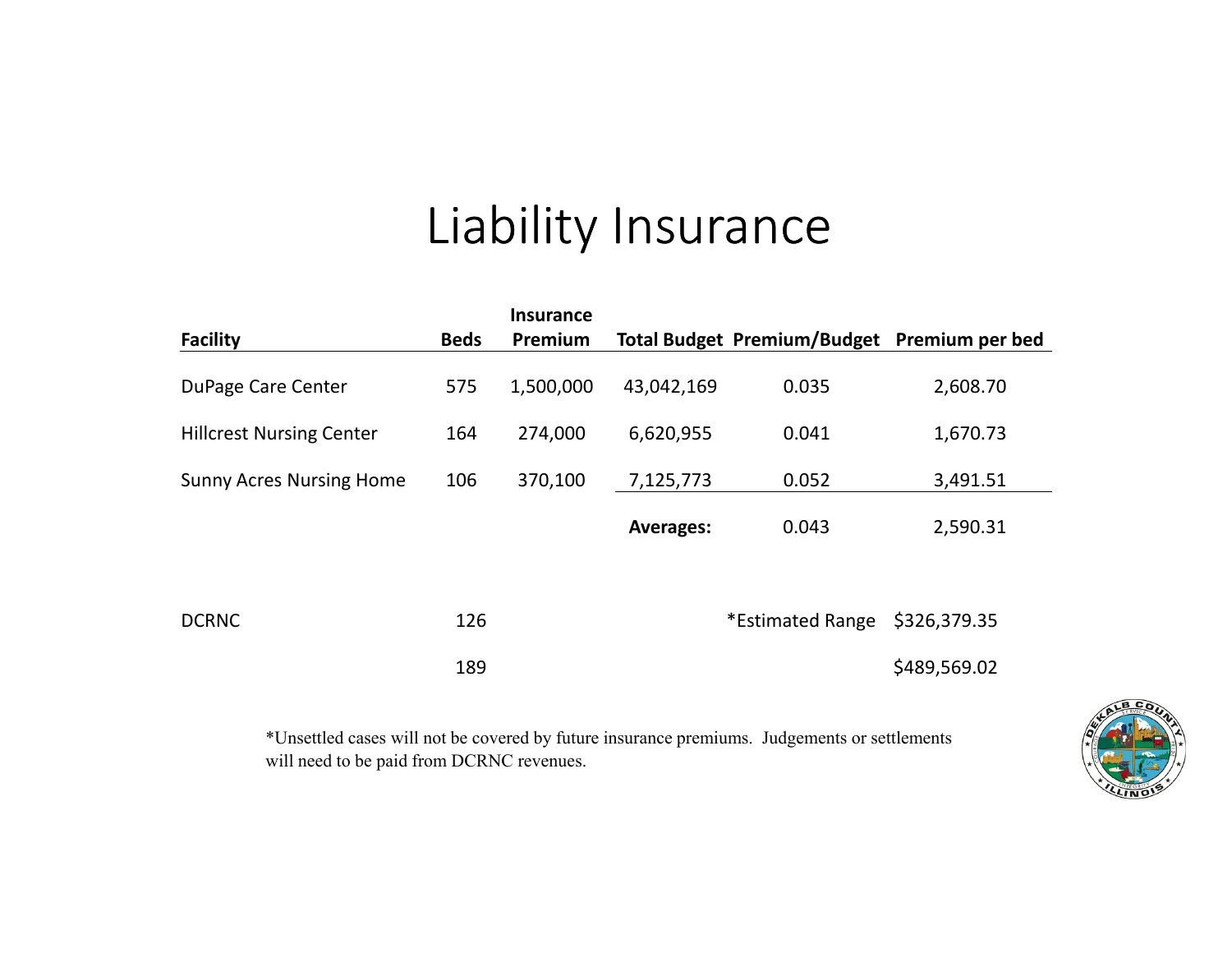# Liability Insurance

| Facility | Beds | Insurance Premium | Total Budget | Premium/Budget | Premium per bed |
|---|---|---|---|---|---|
| DuPage Care Center | 575 | 1,500,000 | 43,042,169 | 0.035 | 2,608.70 |
| Hillcrest Nursing Center | 164 | 274,000 | 6,620,955 | 0.041 | 1,670.73 |
| Sunny Acres Nursing Home | 106 | 370,100 | 7,125,773 | 0.052 | 3,491.51 |
| | | | **Averages:** | 0.043 | 2,590.31 |
| | | | | | |
| DCRNC | 126 | | | *Estimated Range | $326,379.35 |
| | 189 | | | | $489,569.02 |

*Unsettled cases will not be covered by future insurance premiums. Judgements or settlements will need to be paid from DCRNC revenues.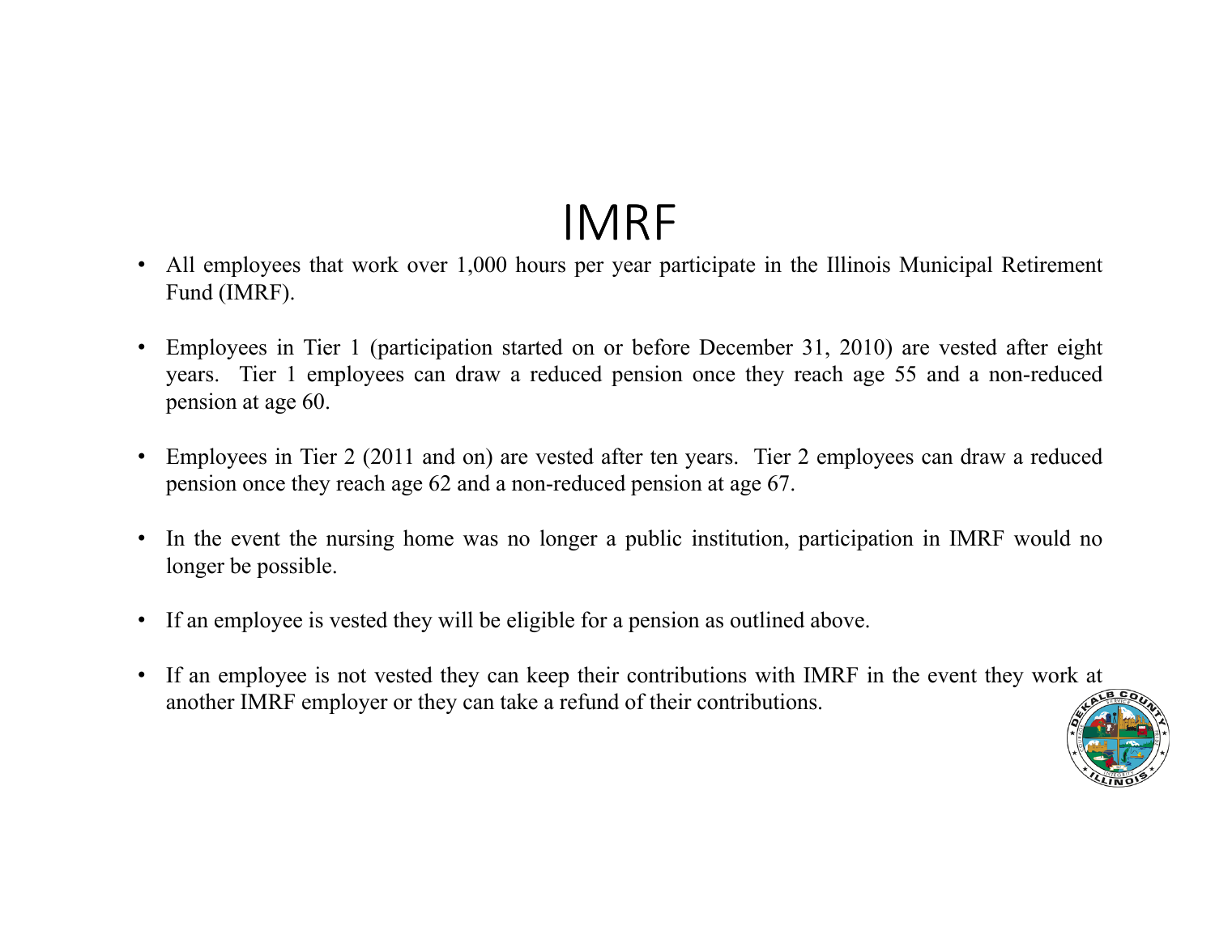# IMRF

- All employees that work over 1,000 hours per year participate in the Illinois Municipal Retirement Fund (IMRF).

- Employees in Tier 1 (participation started on or before December 31, 2010) are vested after eight years. Tier 1 employees can draw a reduced pension once they reach age 55 and a non-reduced pension at age 60.

- Employees in Tier 2 (2011 and on) are vested after ten years. Tier 2 employees can draw a reduced pension once they reach age 62 and a non-reduced pension at age 67.

- In the event the nursing home was no longer a public institution, participation in IMRF would no longer be possible.

- If an employee is vested they will be eligible for a pension as outlined above.

- If an employee is not vested they can keep their contributions with IMRF in the event they work at another IMRF employer or they can take a refund of their contributions.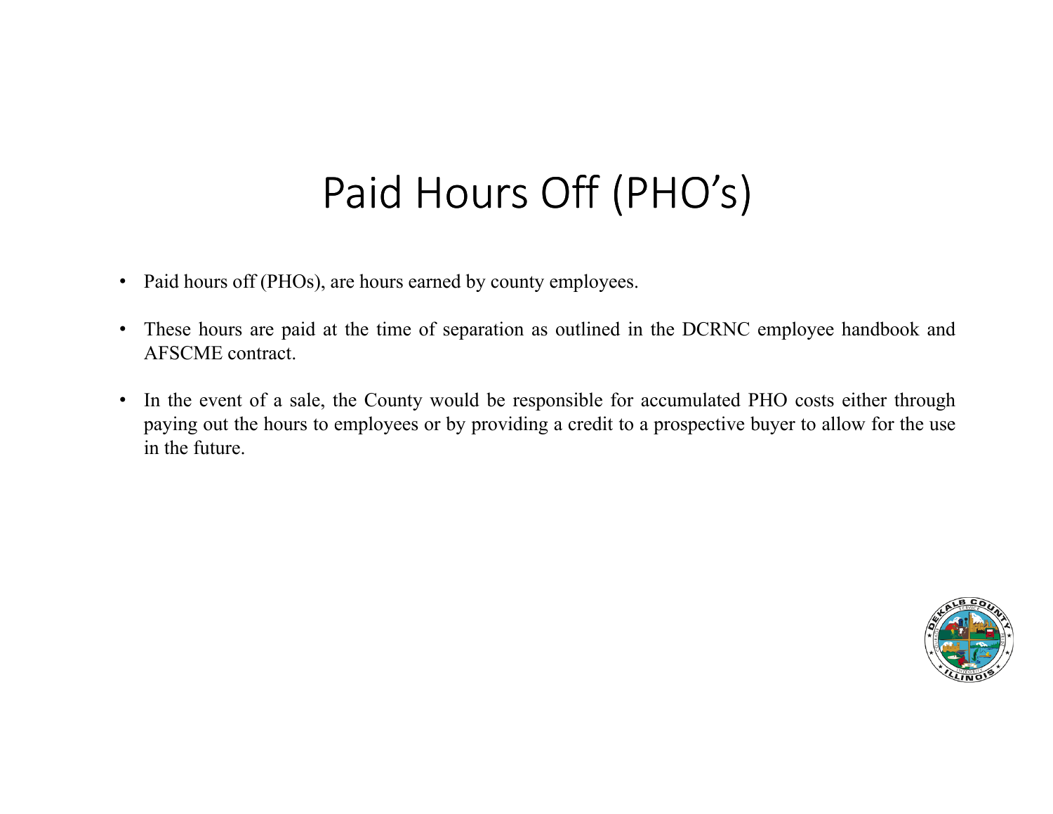# Paid Hours Off (PHO's)

- Paid hours off (PHOs), are hours earned by county employees.
- These hours are paid at the time of separation as outlined in the DCRNC employee handbook and AFSCME contract.
- In the event of a sale, the County would be responsible for accumulated PHO costs either through paying out the hours to employees or by providing a credit to a prospective buyer to allow for the use in the future.